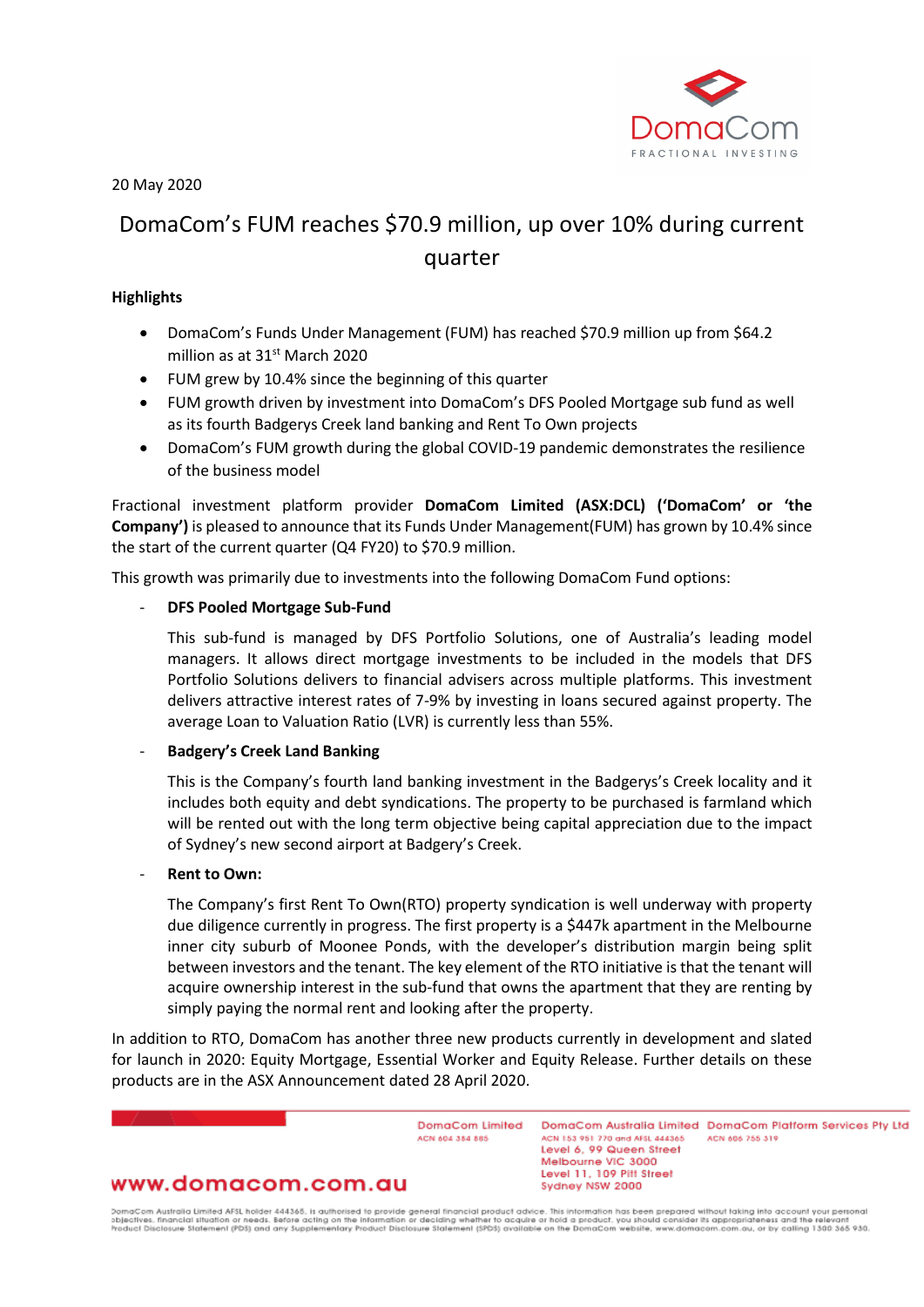20 May 2020

# DomaCom's FUM reaches $70.9 million, up over 10% during current quarter

**Highlights**

- DomaCom's Funds Under Management (FUM) has reached $70.9 million up from $64.2 million as at 31st March 2020
- FUM grew by 10.4% since the beginning of this quarter
- FUM growth driven by investment into DomaCom's DFS Pooled Mortgage sub fund as well as its fourth Badgerys Creek land banking and Rent To Own projects
- DomaCom's FUM growth during the global COVID-19 pandemic demonstrates the resilience of the business model

Fractional investment platform provider **DomaCom Limited (ASX:DCL) ('DomaCom' or 'the Company')** is pleased to announce that its Funds Under Management(FUM) has grown by 10.4% since the start of the current quarter (Q4 FY20) to $70.9 million.

This growth was primarily due to investments into the following DomaCom Fund options:

- **DFS Pooled Mortgage Sub-Fund**

  This sub-fund is managed by DFS Portfolio Solutions, one of Australia's leading model managers. It allows direct mortgage investments to be included in the models that DFS Portfolio Solutions delivers to financial advisers across multiple platforms. This investment delivers attractive interest rates of 7-9% by investing in loans secured against property. The average Loan to Valuation Ratio (LVR) is currently less than 55%.

- **Badgery's Creek Land Banking**

  This is the Company's fourth land banking investment in the Badgerys's Creek locality and it includes both equity and debt syndications. The property to be purchased is farmland which will be rented out with the long term objective being capital appreciation due to the impact of Sydney's new second airport at Badgery's Creek.

- **Rent to Own:**

  The Company's first Rent To Own(RTO) property syndication is well underway with property due diligence currently in progress. The first property is a $447k apartment in the Melbourne inner city suburb of Moonee Ponds, with the developer's distribution margin being split between investors and the tenant. The key element of the RTO initiative is that the tenant will acquire ownership interest in the sub-fund that owns the apartment that they are renting by simply paying the normal rent and looking after the property.

In addition to RTO, DomaCom has another three new products currently in development and slated for launch in 2020: Equity Mortgage, Essential Worker and Equity Release. Further details on these products are in the ASX Announcement dated 28 April 2020.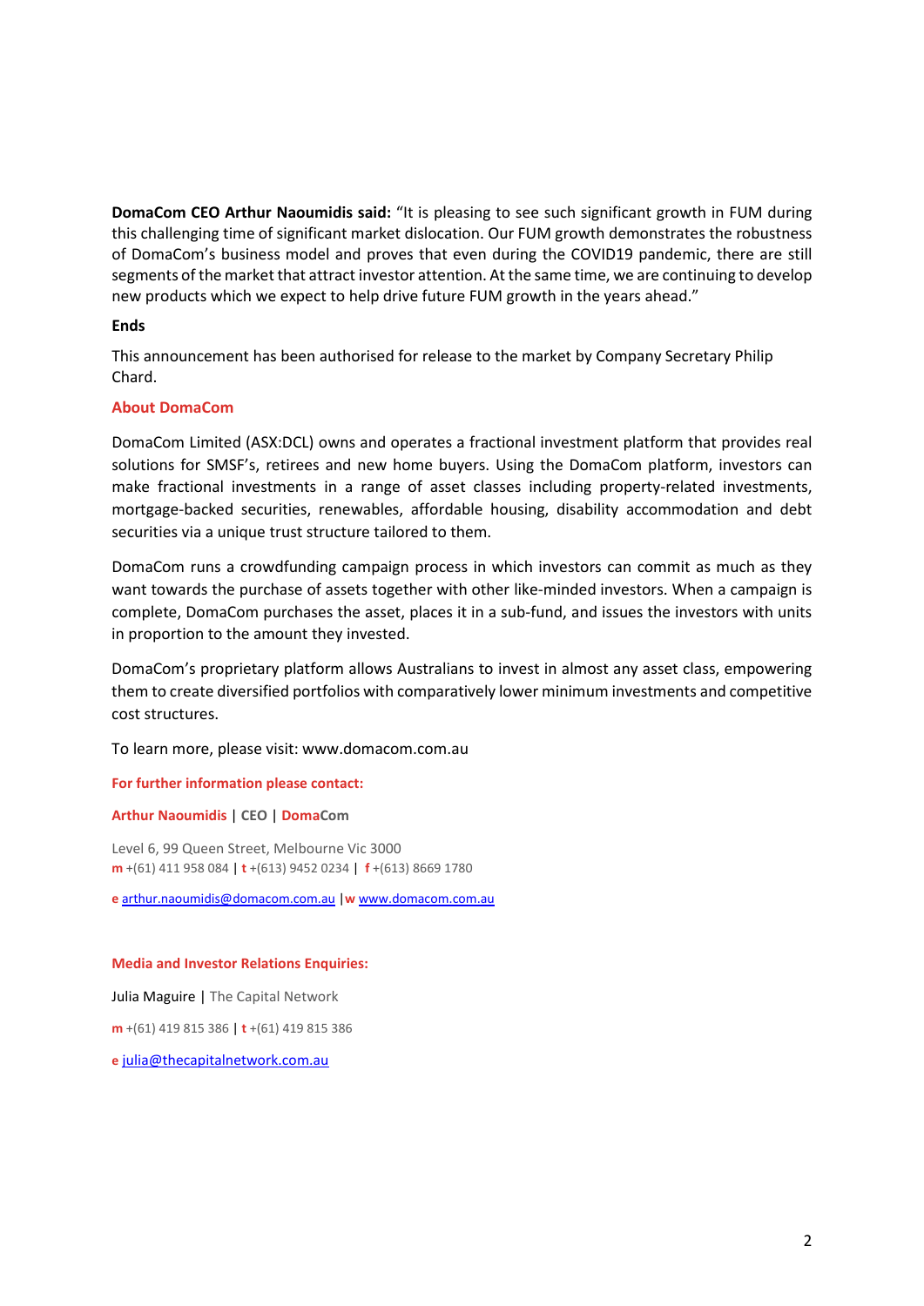**DomaCom CEO Arthur Naoumidis said:** "It is pleasing to see such significant growth in FUM during this challenging time of significant market dislocation. Our FUM growth demonstrates the robustness of DomaCom's business model and proves that even during the COVID19 pandemic, there are still segments of the market that attract investor attention. At the same time, we are continuing to develop new products which we expect to help drive future FUM growth in the years ahead."

**Ends**

This announcement has been authorised for release to the market by Company Secretary Philip Chard.

## About DomaCom

DomaCom Limited (ASX:DCL) owns and operates a fractional investment platform that provides real solutions for SMSF's, retirees and new home buyers. Using the DomaCom platform, investors can make fractional investments in a range of asset classes including property-related investments, mortgage-backed securities, renewables, affordable housing, disability accommodation and debt securities via a unique trust structure tailored to them.

DomaCom runs a crowdfunding campaign process in which investors can commit as much as they want towards the purchase of assets together with other like-minded investors. When a campaign is complete, DomaCom purchases the asset, places it in a sub-fund, and issues the investors with units in proportion to the amount they invested.

DomaCom's proprietary platform allows Australians to invest in almost any asset class, empowering them to create diversified portfolios with comparatively lower minimum investments and competitive cost structures.

To learn more, please visit: www.domacom.com.au

**For further information please contact:**

**Arthur Naoumidis** | **CEO** | **DomaCom**

Level 6, 99 Queen Street, Melbourne Vic 3000
**m** +(61) 411 958 084 | **t** +(613) 9452 0234 | **f** +(613) 8669 1780

**e** arthur.naoumidis@domacom.com.au | **w** www.domacom.com.au

**Media and Investor Relations Enquiries:**

Julia Maguire | The Capital Network

**m** +(61) 419 815 386 | **t** +(61) 419 815 386

**e** julia@thecapitalnetwork.com.au